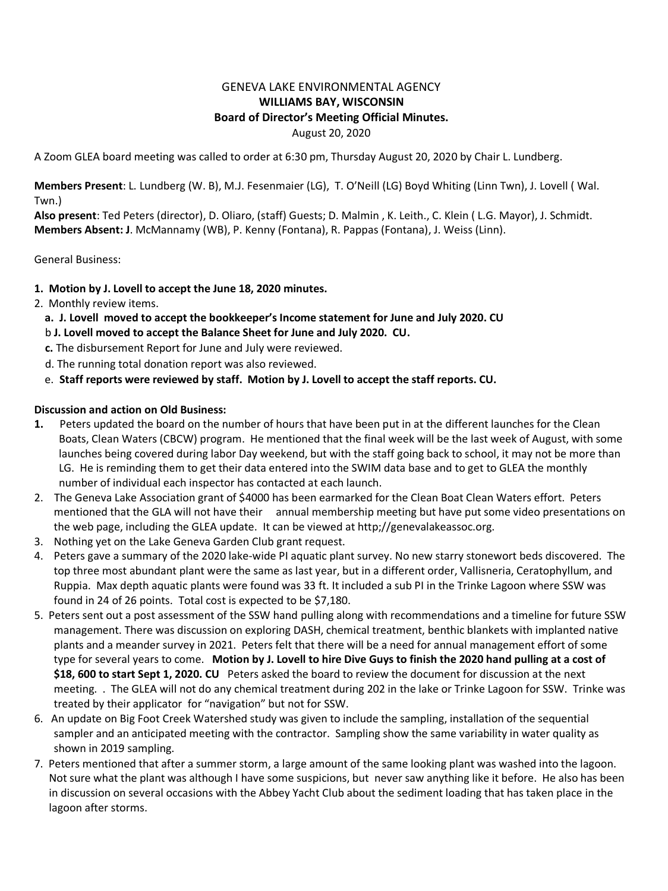GENEVA LAKE ENVIRONMENTAL AGENCY

**WILLIAMS BAY, WISCONSIN**

**Board of Director's Meeting Official Minutes.**

August 20, 2020

A Zoom GLEA board meeting was called to order at 6:30 pm, Thursday August 20, 2020 by Chair L. Lundberg.

**Members Present**: L. Lundberg (W. B), M.J. Fesenmaier (LG), T. O'Neill (LG) Boyd Whiting (Linn Twn), J. Lovell ( Wal. Twn.)

**Also present**: Ted Peters (director), D. Oliaro, (staff) Guests; D. Malmin , K. Leith., C. Klein ( L.G. Mayor), J. Schmidt.

**Members Absent: J**. McMannamy (WB), P. Kenny (Fontana), R. Pappas (Fontana), J. Weiss (Linn).

General Business:

**1. Motion by J. Lovell to accept the June 18, 2020 minutes.**

2. Monthly review items.
   - **a. J. Lovell moved to accept the bookkeeper's Income statement for June and July 2020. CU**
   - b **J. Lovell moved to accept the Balance Sheet for June and July 2020. CU.**
   - **c.** The disbursement Report for June and July were reviewed.
   - d. The running total donation report was also reviewed.
   - e. **Staff reports were reviewed by staff. Motion by J. Lovell to accept the staff reports. CU.**

**Discussion and action on Old Business:**

1. Peters updated the board on the number of hours that have been put in at the different launches for the Clean Boats, Clean Waters (CBCW) program. He mentioned that the final week will be the last week of August, with some launches being covered during labor Day weekend, but with the staff going back to school, it may not be more than LG. He is reminding them to get their data entered into the SWIM data base and to get to GLEA the monthly number of individual each inspector has contacted at each launch.
2. The Geneva Lake Association grant of $4000 has been earmarked for the Clean Boat Clean Waters effort. Peters mentioned that the GLA will not have their annual membership meeting but have put some video presentations on the web page, including the GLEA update. It can be viewed at http;//genevalakeassoc.org.
3. Nothing yet on the Lake Geneva Garden Club grant request.
4. Peters gave a summary of the 2020 lake-wide PI aquatic plant survey. No new starry stonewort beds discovered. The top three most abundant plant were the same as last year, but in a different order, Vallisneria, Ceratophyllum, and Ruppia. Max depth aquatic plants were found was 33 ft. It included a sub PI in the Trinke Lagoon where SSW was found in 24 of 26 points. Total cost is expected to be $7,180.
5. Peters sent out a post assessment of the SSW hand pulling along with recommendations and a timeline for future SSW management. There was discussion on exploring DASH, chemical treatment, benthic blankets with implanted native plants and a meander survey in 2021. Peters felt that there will be a need for annual management effort of some type for several years to come. **Motion by J. Lovell to hire Dive Guys to finish the 2020 hand pulling at a cost of $18, 600 to start Sept 1, 2020. CU** Peters asked the board to review the document for discussion at the next meeting. . The GLEA will not do any chemical treatment during 202 in the lake or Trinke Lagoon for SSW. Trinke was treated by their applicator for "navigation" but not for SSW.
6. An update on Big Foot Creek Watershed study was given to include the sampling, installation of the sequential sampler and an anticipated meeting with the contractor. Sampling show the same variability in water quality as shown in 2019 sampling.
7. Peters mentioned that after a summer storm, a large amount of the same looking plant was washed into the lagoon. Not sure what the plant was although I have some suspicions, but never saw anything like it before. He also has been in discussion on several occasions with the Abbey Yacht Club about the sediment loading that has taken place in the lagoon after storms.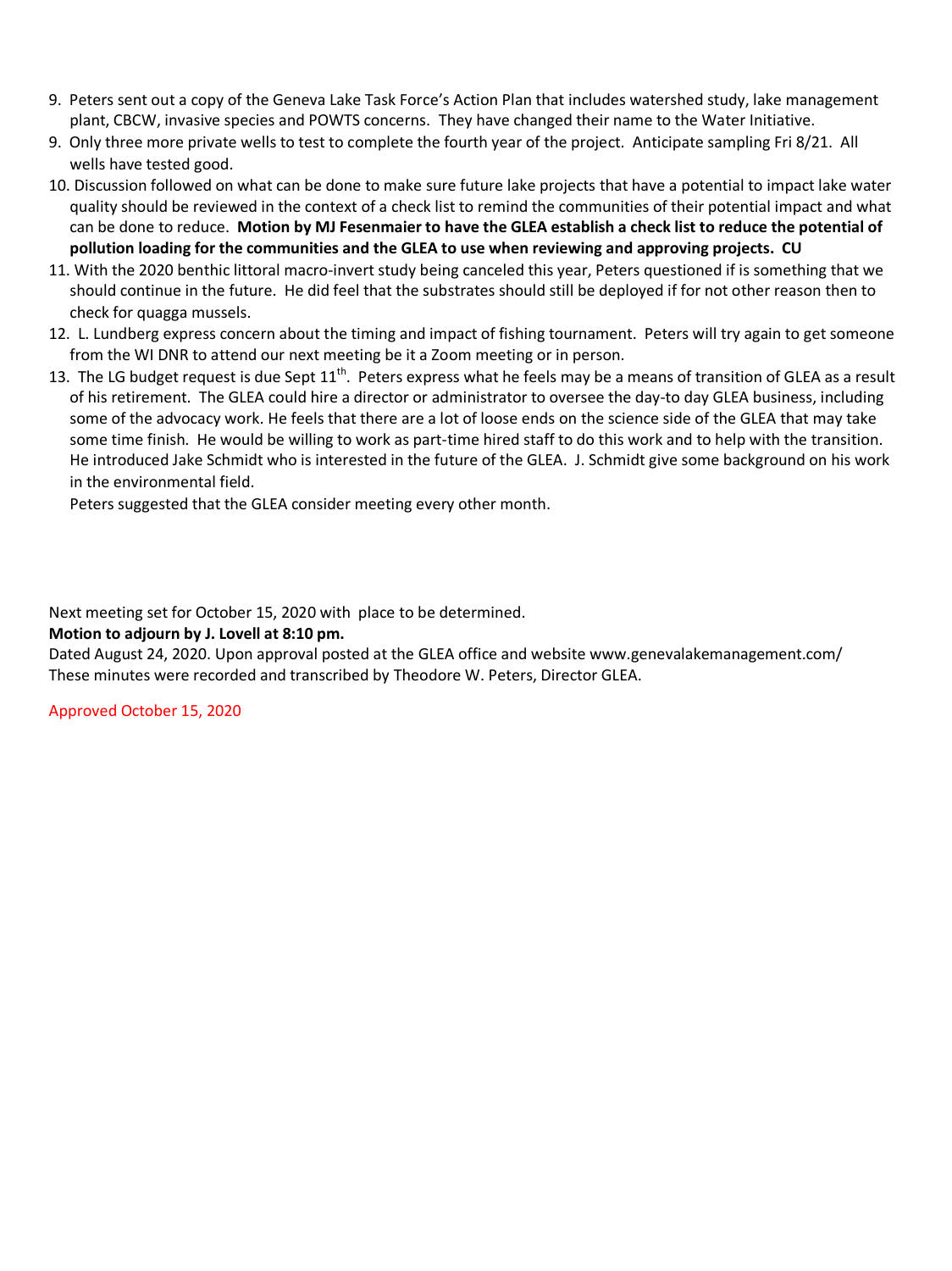9. Peters sent out a copy of the Geneva Lake Task Force's Action Plan that includes watershed study, lake management plant, CBCW, invasive species and POWTS concerns. They have changed their name to the Water Initiative.
9. Only three more private wells to test to complete the fourth year of the project. Anticipate sampling Fri 8/21. All wells have tested good.
10. Discussion followed on what can be done to make sure future lake projects that have a potential to impact lake water quality should be reviewed in the context of a check list to remind the communities of their potential impact and what can be done to reduce. **Motion by MJ Fesenmaier to have the GLEA establish a check list to reduce the potential of pollution loading for the communities and the GLEA to use when reviewing and approving projects. CU**
11. With the 2020 benthic littoral macro-invert study being canceled this year, Peters questioned if is something that we should continue in the future. He did feel that the substrates should still be deployed if for not other reason then to check for quagga mussels.
12. L. Lundberg express concern about the timing and impact of fishing tournament. Peters will try again to get someone from the WI DNR to attend our next meeting be it a Zoom meeting or in person.
13. The LG budget request is due Sept 11th. Peters express what he feels may be a means of transition of GLEA as a result of his retirement. The GLEA could hire a director or administrator to oversee the day-to day GLEA business, including some of the advocacy work. He feels that there are a lot of loose ends on the science side of the GLEA that may take some time finish. He would be willing to work as part-time hired staff to do this work and to help with the transition. He introduced Jake Schmidt who is interested in the future of the GLEA. J. Schmidt give some background on his work in the environmental field.

   Peters suggested that the GLEA consider meeting every other month.

Next meeting set for October 15, 2020 with place to be determined.

**Motion to adjourn by J. Lovell at 8:10 pm.**

Dated August 24, 2020. Upon approval posted at the GLEA office and website www.genevalakemanagement.com/
These minutes were recorded and transcribed by Theodore W. Peters, Director GLEA.

Approved October 15, 2020